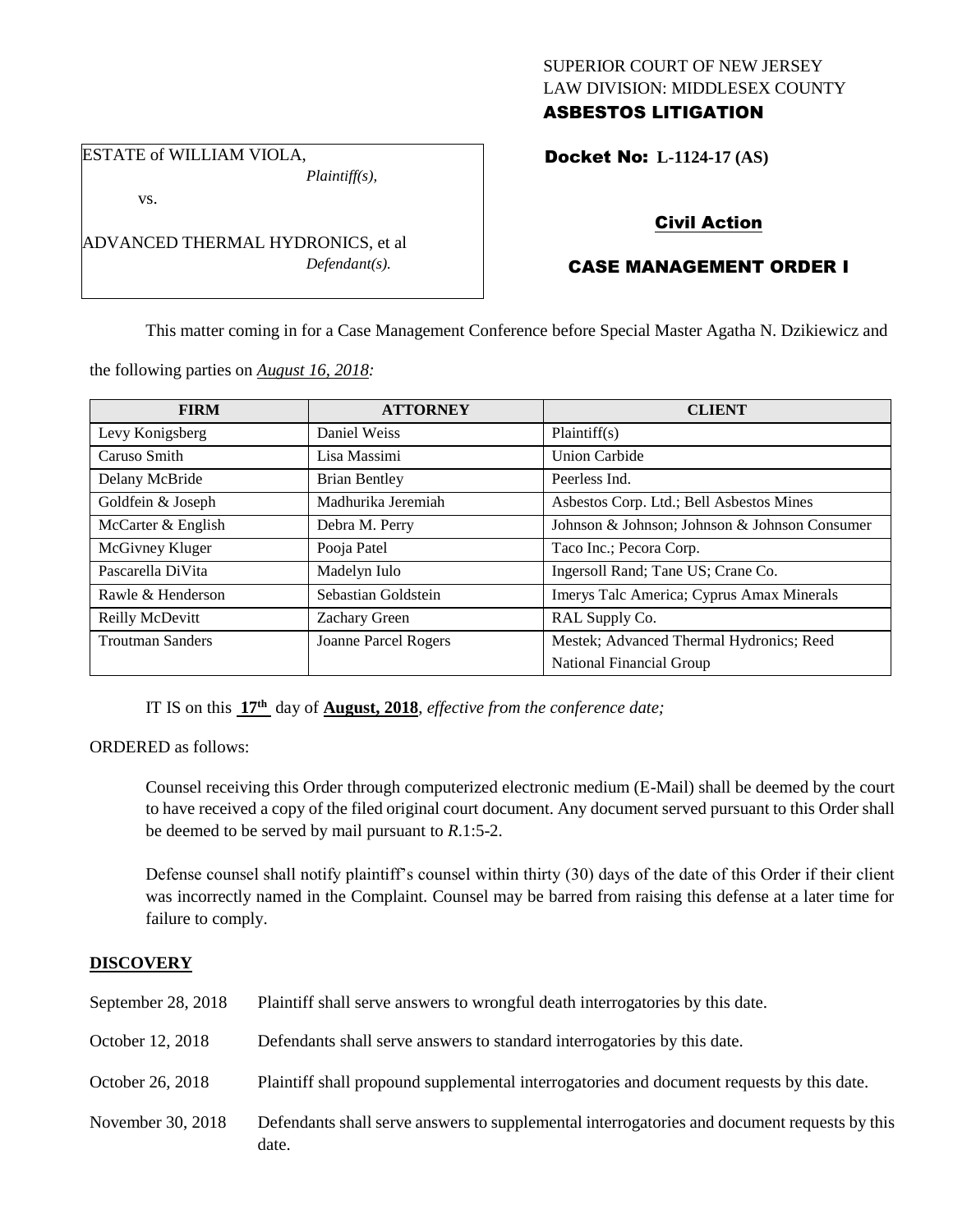SUPERIOR COURT OF NEW JERSEY
LAW DIVISION: MIDDLESEX COUNTY
**ASBESTOS LITIGATION**

ESTATE of WILLIAM VIOLA,
*Plaintiff(s),*

vs.

ADVANCED THERMAL HYDRONICS, et al
*Defendant(s).*

**Docket No: L-1124-17 (AS)**

**Civil Action**

**CASE MANAGEMENT ORDER I**

This matter coming in for a Case Management Conference before Special Master Agatha N. Dzikiewicz and the following parties on *August 16, 2018:*

| FIRM | ATTORNEY | CLIENT |
|---|---|---|
| Levy Konigsberg | Daniel Weiss | Plaintiff(s) |
| Caruso Smith | Lisa Massimi | Union Carbide |
| Delany McBride | Brian Bentley | Peerless Ind. |
| Goldfein & Joseph | Madhurika Jeremiah | Asbestos Corp. Ltd.; Bell Asbestos Mines |
| McCarter & English | Debra M. Perry | Johnson & Johnson; Johnson & Johnson Consumer |
| McGivney Kluger | Pooja Patel | Taco Inc.; Pecora Corp. |
| Pascarella DiVita | Madelyn Iulo | Ingersoll Rand; Tane US; Crane Co. |
| Rawle & Henderson | Sebastian Goldstein | Imerys Talc America; Cyprus Amax Minerals |
| Reilly McDevitt | Zachary Green | RAL Supply Co. |
| Troutman Sanders | Joanne Parcel Rogers | Mestek; Advanced Thermal Hydronics; Reed National Financial Group |

IT IS on this **17th** day of **August, 2018**, *effective from the conference date;*

ORDERED as follows:

Counsel receiving this Order through computerized electronic medium (E-Mail) shall be deemed by the court to have received a copy of the filed original court document. Any document served pursuant to this Order shall be deemed to be served by mail pursuant to *R*.1:5-2.

Defense counsel shall notify plaintiff's counsel within thirty (30) days of the date of this Order if their client was incorrectly named in the Complaint. Counsel may be barred from raising this defense at a later time for failure to comply.

**DISCOVERY**

| | |
|---|---|
| September 28, 2018 | Plaintiff shall serve answers to wrongful death interrogatories by this date. |
| October 12, 2018 | Defendants shall serve answers to standard interrogatories by this date. |
| October 26, 2018 | Plaintiff shall propound supplemental interrogatories and document requests by this date. |
| November 30, 2018 | Defendants shall serve answers to supplemental interrogatories and document requests by this date. |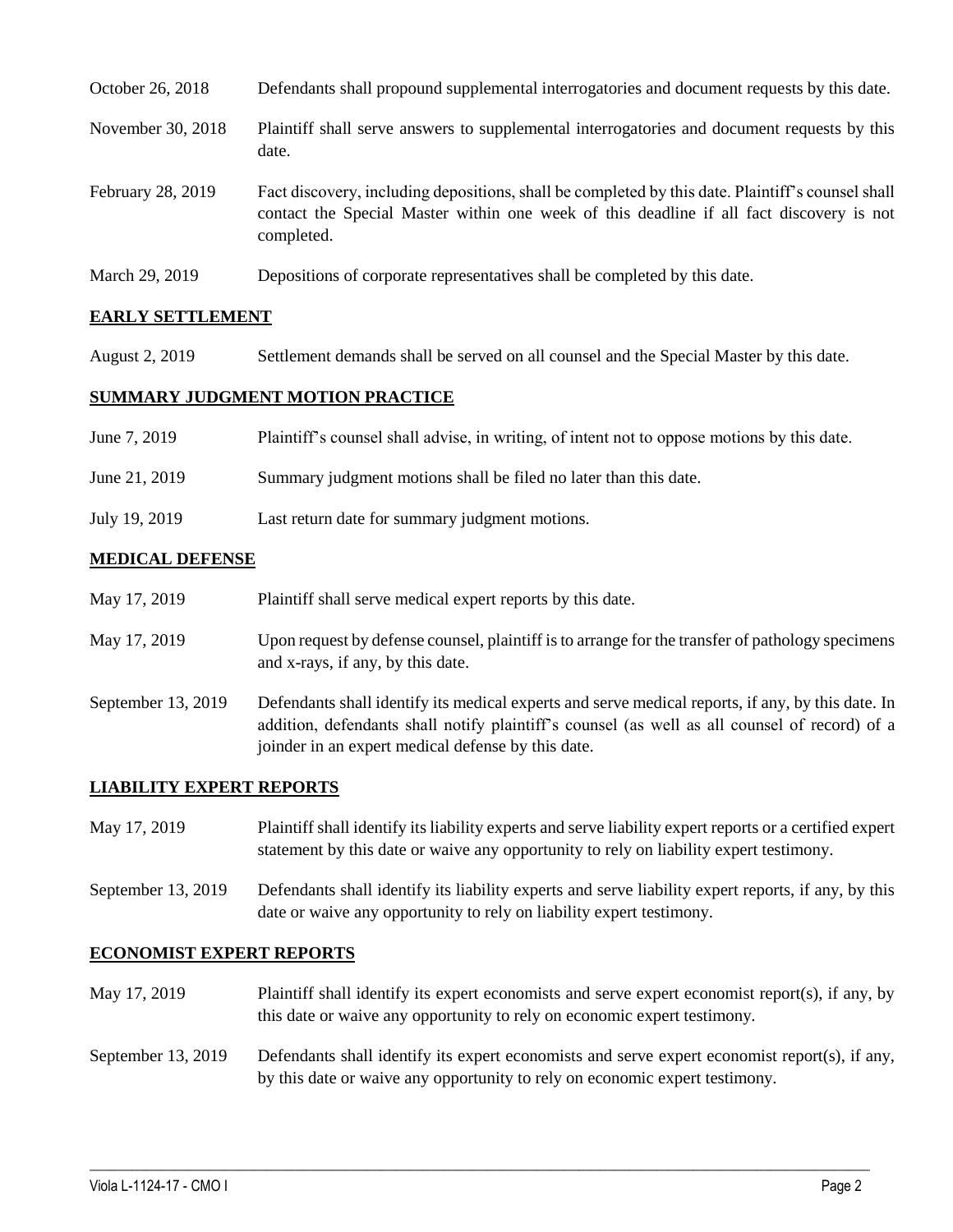| | |
|---|---|
| October 26, 2018 | Defendants shall propound supplemental interrogatories and document requests by this date. |
| November 30, 2018 | Plaintiff shall serve answers to supplemental interrogatories and document requests by this date. |
| February 28, 2019 | Fact discovery, including depositions, shall be completed by this date. Plaintiff's counsel shall contact the Special Master within one week of this deadline if all fact discovery is not completed. |
| March 29, 2019 | Depositions of corporate representatives shall be completed by this date. |

**EARLY SETTLEMENT**

| | |
|---|---|
| August 2, 2019 | Settlement demands shall be served on all counsel and the Special Master by this date. |

**SUMMARY JUDGMENT MOTION PRACTICE**

| | |
|---|---|
| June 7, 2019 | Plaintiff's counsel shall advise, in writing, of intent not to oppose motions by this date. |
| June 21, 2019 | Summary judgment motions shall be filed no later than this date. |
| July 19, 2019 | Last return date for summary judgment motions. |

**MEDICAL DEFENSE**

| | |
|---|---|
| May 17, 2019 | Plaintiff shall serve medical expert reports by this date. |
| May 17, 2019 | Upon request by defense counsel, plaintiff is to arrange for the transfer of pathology specimens and x-rays, if any, by this date. |
| September 13, 2019 | Defendants shall identify its medical experts and serve medical reports, if any, by this date. In addition, defendants shall notify plaintiff's counsel (as well as all counsel of record) of a joinder in an expert medical defense by this date. |

**LIABILITY EXPERT REPORTS**

| | |
|---|---|
| May 17, 2019 | Plaintiff shall identify its liability experts and serve liability expert reports or a certified expert statement by this date or waive any opportunity to rely on liability expert testimony. |
| September 13, 2019 | Defendants shall identify its liability experts and serve liability expert reports, if any, by this date or waive any opportunity to rely on liability expert testimony. |

**ECONOMIST EXPERT REPORTS**

| | |
|---|---|
| May 17, 2019 | Plaintiff shall identify its expert economists and serve expert economist report(s), if any, by this date or waive any opportunity to rely on economic expert testimony. |
| September 13, 2019 | Defendants shall identify its expert economists and serve expert economist report(s), if any, by this date or waive any opportunity to rely on economic expert testimony. |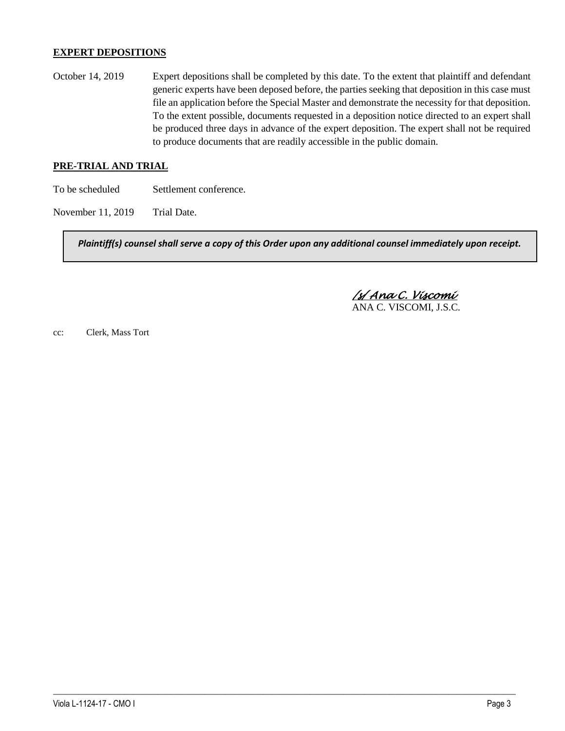**EXPERT DEPOSITIONS**

| | |
|---|---|
| October 14, 2019 | Expert depositions shall be completed by this date. To the extent that plaintiff and defendant generic experts have been deposed before, the parties seeking that deposition in this case must file an application before the Special Master and demonstrate the necessity for that deposition. To the extent possible, documents requested in a deposition notice directed to an expert shall be produced three days in advance of the expert deposition. The expert shall not be required to produce documents that are readily accessible in the public domain. |

**PRE-TRIAL AND TRIAL**

| | |
|---|---|
| To be scheduled | Settlement conference. |
| November 11, 2019 | Trial Date. |

***Plaintiff(s) counsel shall serve a copy of this Order upon any additional counsel immediately upon receipt.***

*/s/ Ana C. Viscomi*
ANA C. VISCOMI, J.S.C.

cc: Clerk, Mass Tort